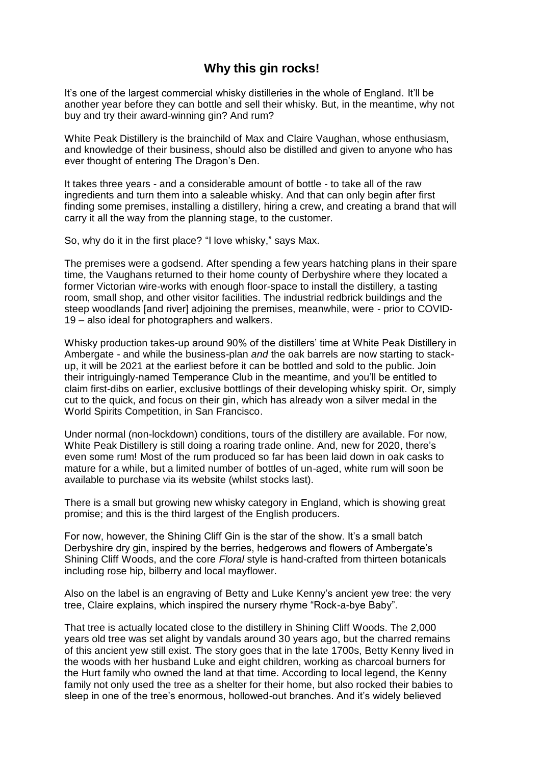# Why this gin rocks!

It's one of the largest commercial whisky distilleries in the whole of England. It'll be another year before they can bottle and sell their whisky. But, in the meantime, why not buy and try their award-winning gin? And rum?

White Peak Distillery is the brainchild of Max and Claire Vaughan, whose enthusiasm, and knowledge of their business, should also be distilled and given to anyone who has ever thought of entering The Dragon's Den.

It takes three years - and a considerable amount of bottle - to take all of the raw ingredients and turn them into a saleable whisky. And that can only begin after first finding some premises, installing a distillery, hiring a crew, and creating a brand that will carry it all the way from the planning stage, to the customer.

So, why do it in the first place? "I love whisky," says Max.

The premises were a godsend. After spending a few years hatching plans in their spare time, the Vaughans returned to their home county of Derbyshire where they located a former Victorian wire-works with enough floor-space to install the distillery, a tasting room, small shop, and other visitor facilities. The industrial redbrick buildings and the steep woodlands [and river] adjoining the premises, meanwhile, were - prior to COVID-19 – also ideal for photographers and walkers.

Whisky production takes-up around 90% of the distillers' time at White Peak Distillery in Ambergate - and while the business-plan *and* the oak barrels are now starting to stack-up, it will be 2021 at the earliest before it can be bottled and sold to the public. Join their intriguingly-named Temperance Club in the meantime, and you'll be entitled to claim first-dibs on earlier, exclusive bottlings of their developing whisky spirit. Or, simply cut to the quick, and focus on their gin, which has already won a silver medal in the World Spirits Competition, in San Francisco.

Under normal (non-lockdown) conditions, tours of the distillery are available. For now, White Peak Distillery is still doing a roaring trade online. And, new for 2020, there's even some rum! Most of the rum produced so far has been laid down in oak casks to mature for a while, but a limited number of bottles of un-aged, white rum will soon be available to purchase via its website (whilst stocks last).

There is a small but growing new whisky category in England, which is showing great promise; and this is the third largest of the English producers.

For now, however, the Shining Cliff Gin is the star of the show. It's a small batch Derbyshire dry gin, inspired by the berries, hedgerows and flowers of Ambergate's Shining Cliff Woods, and the core *Floral* style is hand-crafted from thirteen botanicals including rose hip, bilberry and local mayflower.

Also on the label is an engraving of Betty and Luke Kenny's ancient yew tree: the very tree, Claire explains, which inspired the nursery rhyme "Rock-a-bye Baby".

That tree is actually located close to the distillery in Shining Cliff Woods. The 2,000 years old tree was set alight by vandals around 30 years ago, but the charred remains of this ancient yew still exist. The story goes that in the late 1700s, Betty Kenny lived in the woods with her husband Luke and eight children, working as charcoal burners for the Hurt family who owned the land at that time. According to local legend, the Kenny family not only used the tree as a shelter for their home, but also rocked their babies to sleep in one of the tree's enormous, hollowed-out branches. And it's widely believed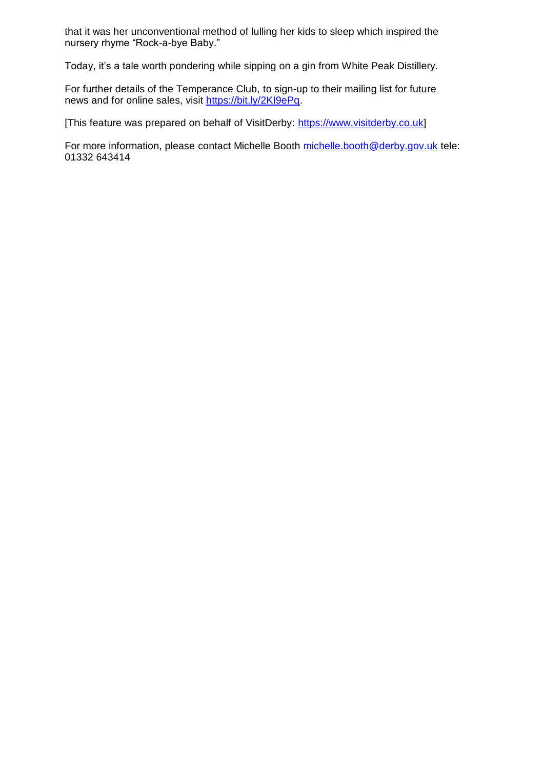that it was her unconventional method of lulling her kids to sleep which inspired the nursery rhyme “Rock-a-bye Baby.”

Today, it’s a tale worth pondering while sipping on a gin from White Peak Distillery.

For further details of the Temperance Club, to sign-up to their mailing list for future news and for online sales, visit https://bit.ly/2KI9ePq.

[This feature was prepared on behalf of VisitDerby: https://www.visitderby.co.uk]

For more information, please contact Michelle Booth michelle.booth@derby.gov.uk tele: 01332 643414